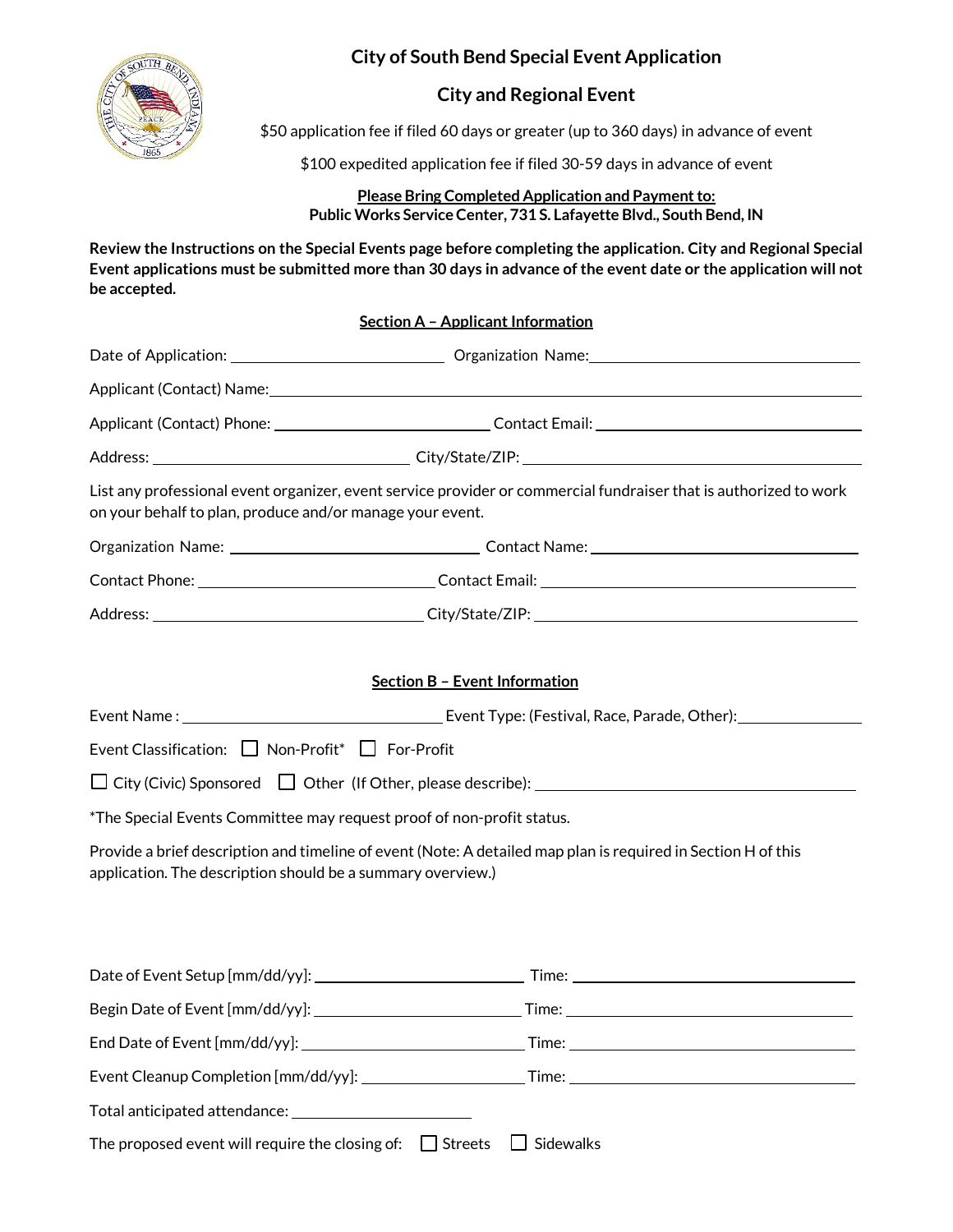# City of South Bend Special Event Application

## City and Regional Event

$50 application fee if filed 60 days or greater (up to 360 days) in advance of event

$100 expedited application fee if filed 30-59 days in advance of event

**Please Bring Completed Application and Payment to:**
**Public Works Service Center, 731 S. Lafayette Blvd., South Bend, IN**

**Review the Instructions on the Special Events page before completing the application. City and Regional Special Event applications must be submitted more than 30 days in advance of the event date or the application will not be accepted.**

### Section A – Applicant Information

Date of Application: ____________________ Organization Name: ____________________

Applicant (Contact) Name: ____________________

Applicant (Contact) Phone: ____________________ Contact Email: ____________________

Address: ____________________ City/State/ZIP: ____________________

List any professional event organizer, event service provider or commercial fundraiser that is authorized to work on your behalf to plan, produce and/or manage your event.

Organization Name: ____________________ Contact Name: ____________________

Contact Phone: ____________________ Contact Email: ____________________

Address: ____________________ City/State/ZIP: ____________________

### Section B – Event Information

Event Name : ____________________ Event Type: (Festival, Race, Parade, Other): ____________________

Event Classification: ☐ Non-Profit* ☐ For-Profit

☐ City (Civic) Sponsored ☐ Other (If Other, please describe): ____________________

*The Special Events Committee may request proof of non-profit status.

Provide a brief description and timeline of event (Note: A detailed map plan is required in Section H of this application. The description should be a summary overview.)

Date of Event Setup [mm/dd/yy]: ____________________ Time: ____________________

Begin Date of Event [mm/dd/yy]: ____________________ Time: ____________________

End Date of Event [mm/dd/yy]: ____________________ Time: ____________________

Event Cleanup Completion [mm/dd/yy]: ____________________ Time: ____________________

Total anticipated attendance: ____________________

The proposed event will require the closing of: ☐ Streets ☐ Sidewalks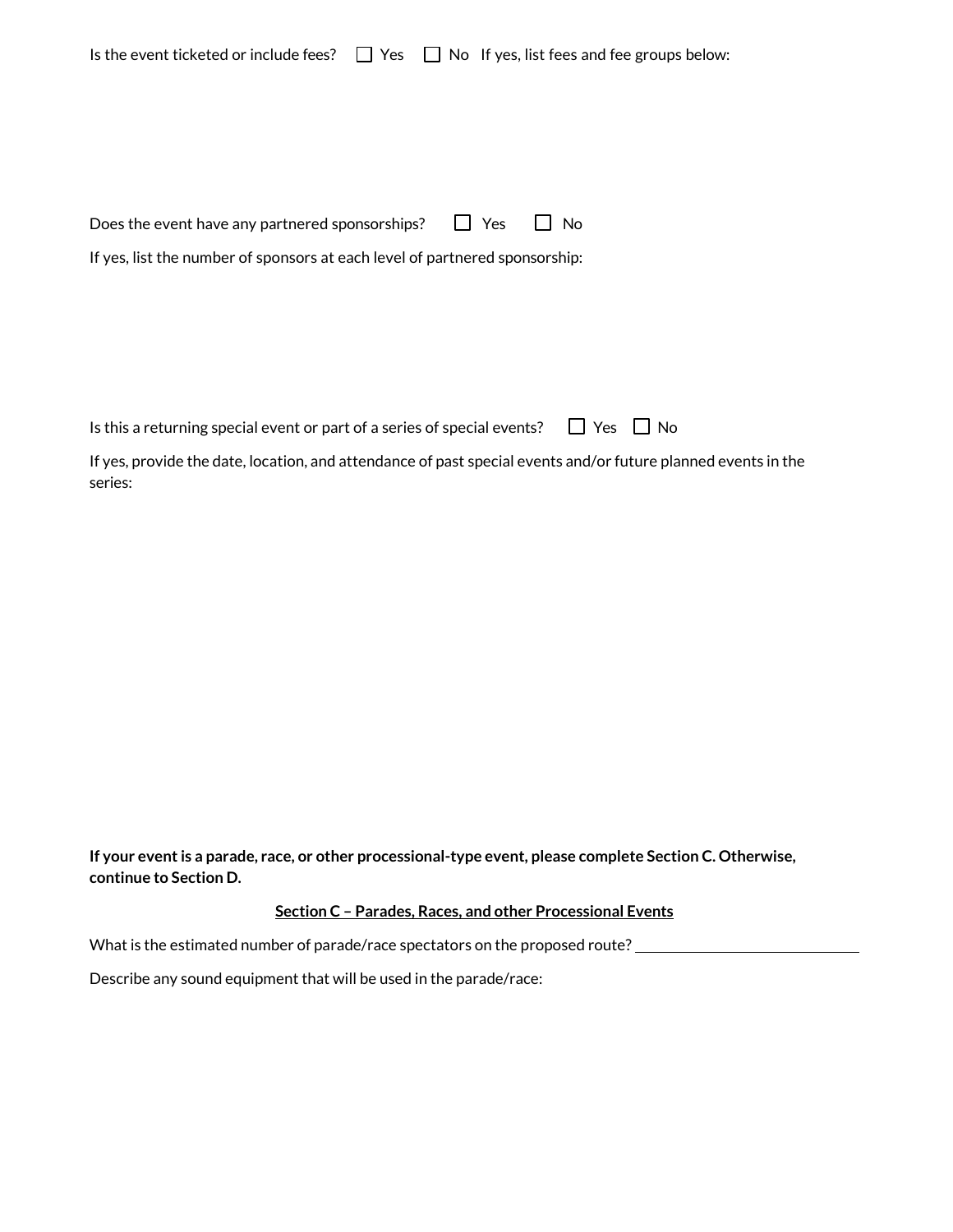Is the event ticketed or include fees? ☐ Yes ☐ No If yes, list fees and fee groups below:

Does the event have any partnered sponsorships? ☐ Yes ☐ No

If yes, list the number of sponsors at each level of partnered sponsorship:

Is this a returning special event or part of a series of special events? ☐ Yes ☐ No

If yes, provide the date, location, and attendance of past special events and/or future planned events in the series:

**If your event is a parade, race, or other processional-type event, please complete Section C. Otherwise, continue to Section D.**

## <u>Section C – Parades, Races, and other Processional Events</u>

What is the estimated number of parade/race spectators on the proposed route? ______________________

Describe any sound equipment that will be used in the parade/race: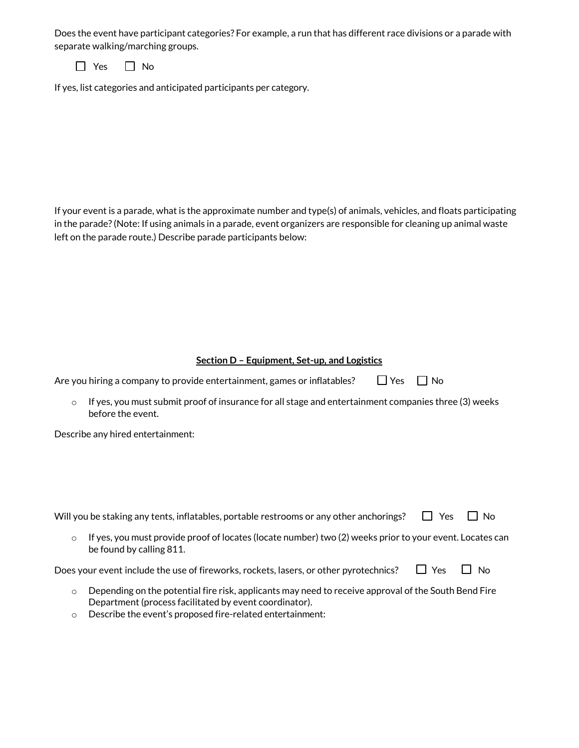Does the event have participant categories? For example, a run that has different race divisions or a parade with separate walking/marching groups.

☐ Yes ☐ No

If yes, list categories and anticipated participants per category.

If your event is a parade, what is the approximate number and type(s) of animals, vehicles, and floats participating in the parade? (Note: If using animals in a parade, event organizers are responsible for cleaning up animal waste left on the parade route.) Describe parade participants below:

## Section D – Equipment, Set-up, and Logistics

Are you hiring a company to provide entertainment, games or inflatables? ☐ Yes ☐ No

- If yes, you must submit proof of insurance for all stage and entertainment companies three (3) weeks before the event.

Describe any hired entertainment:

Will you be staking any tents, inflatables, portable restrooms or any other anchorings? ☐ Yes ☐ No

- If yes, you must provide proof of locates (locate number) two (2) weeks prior to your event. Locates can be found by calling 811.

Does your event include the use of fireworks, rockets, lasers, or other pyrotechnics? ☐ Yes ☐ No

- Depending on the potential fire risk, applicants may need to receive approval of the South Bend Fire Department (process facilitated by event coordinator).
- Describe the event's proposed fire-related entertainment: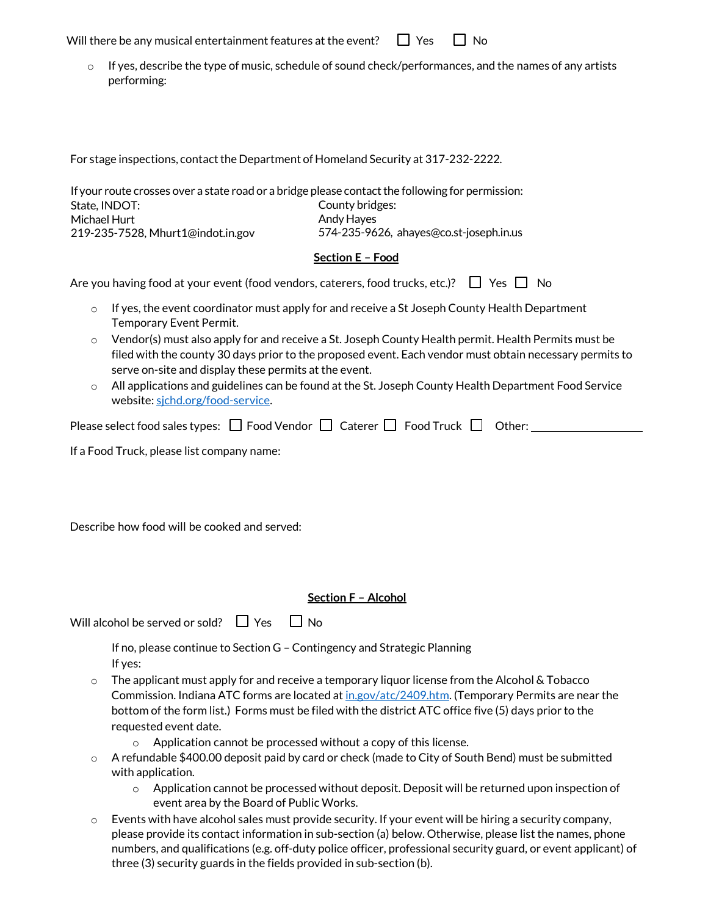Will there be any musical entertainment features at the event? ☐ Yes ☐ No

- If yes, describe the type of music, schedule of sound check/performances, and the names of any artists performing:

For stage inspections, contact the Department of Homeland Security at 317-232-2222.

If your route crosses over a state road or a bridge please contact the following for permission:

| State, INDOT: | County bridges: |
|---|---|
| Michael Hurt | Andy Hayes |
| 219-235-7528, Mhurt1@indot.in.gov | 574-235-9626, ahayes@co.st-joseph.in.us |

## Section E – Food

Are you having food at your event (food vendors, caterers, food trucks, etc.)? ☐ Yes ☐ No

- If yes, the event coordinator must apply for and receive a St Joseph County Health Department Temporary Event Permit.
- Vendor(s) must also apply for and receive a St. Joseph County Health permit. Health Permits must be filed with the county 30 days prior to the proposed event. Each vendor must obtain necessary permits to serve on-site and display these permits at the event.
- All applications and guidelines can be found at the St. Joseph County Health Department Food Service website: [sjchd.org/food-service](sjchd.org/food-service).

Please select food sales types: ☐ Food Vendor ☐ Caterer ☐ Food Truck ☐ Other: ____________________

If a Food Truck, please list company name:

Describe how food will be cooked and served:

## Section F – Alcohol

Will alcohol be served or sold? ☐ Yes ☐ No

If no, please continue to Section G – Contingency and Strategic Planning
If yes:

- The applicant must apply for and receive a temporary liquor license from the Alcohol & Tobacco Commission. Indiana ATC forms are located at [in.gov/atc/2409.htm](in.gov/atc/2409.htm). (Temporary Permits are near the bottom of the form list.) Forms must be filed with the district ATC office five (5) days prior to the requested event date.
  - Application cannot be processed without a copy of this license.
- A refundable $400.00 deposit paid by card or check (made to City of South Bend) must be submitted with application.
  - Application cannot be processed without deposit. Deposit will be returned upon inspection of event area by the Board of Public Works.
- Events with have alcohol sales must provide security. If your event will be hiring a security company, please provide its contact information in sub-section (a) below. Otherwise, please list the names, phone numbers, and qualifications (e.g. off-duty police officer, professional security guard, or event applicant) of three (3) security guards in the fields provided in sub-section (b).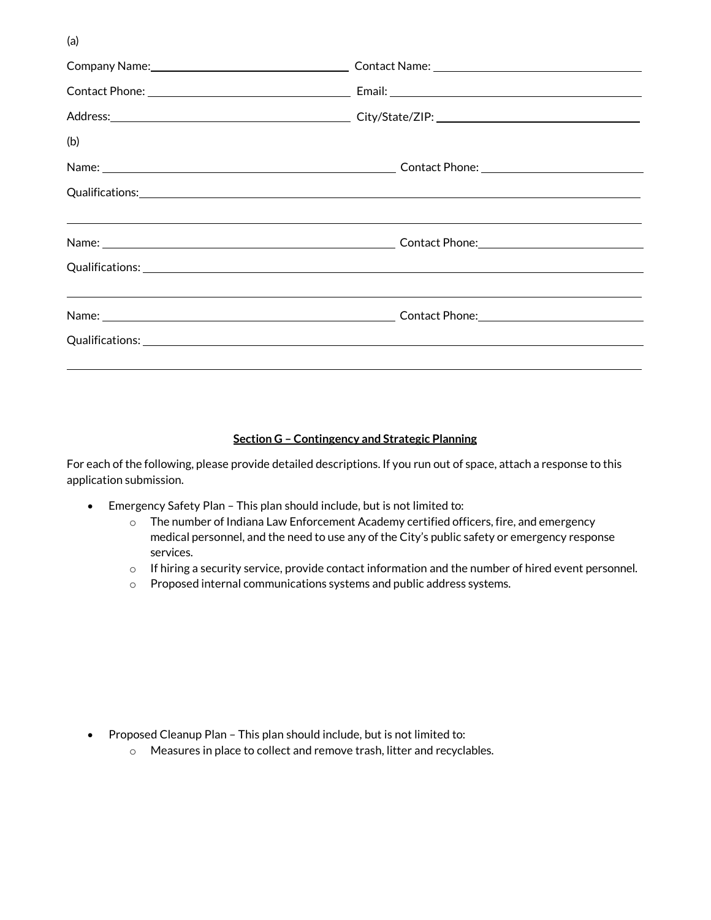(a)

Company Name: ______________________________ Contact Name: ______________________________

Contact Phone: ______________________________ Email: ______________________________

Address: ______________________________ City/State/ZIP: ______________________________

(b)

Name: ______________________________ Contact Phone: ______________________________

Qualifications: ______________________________

______________________________

Name: ______________________________ Contact Phone: ______________________________

Qualifications: ______________________________

______________________________

Name: ______________________________ Contact Phone: ______________________________

Qualifications: ______________________________

______________________________

## Section G – Contingency and Strategic Planning

For each of the following, please provide detailed descriptions. If you run out of space, attach a response to this application submission.

- Emergency Safety Plan – This plan should include, but is not limited to:
  - The number of Indiana Law Enforcement Academy certified officers, fire, and emergency medical personnel, and the need to use any of the City's public safety or emergency response services.
  - If hiring a security service, provide contact information and the number of hired event personnel.
  - Proposed internal communications systems and public address systems.

- Proposed Cleanup Plan – This plan should include, but is not limited to:
  - Measures in place to collect and remove trash, litter and recyclables.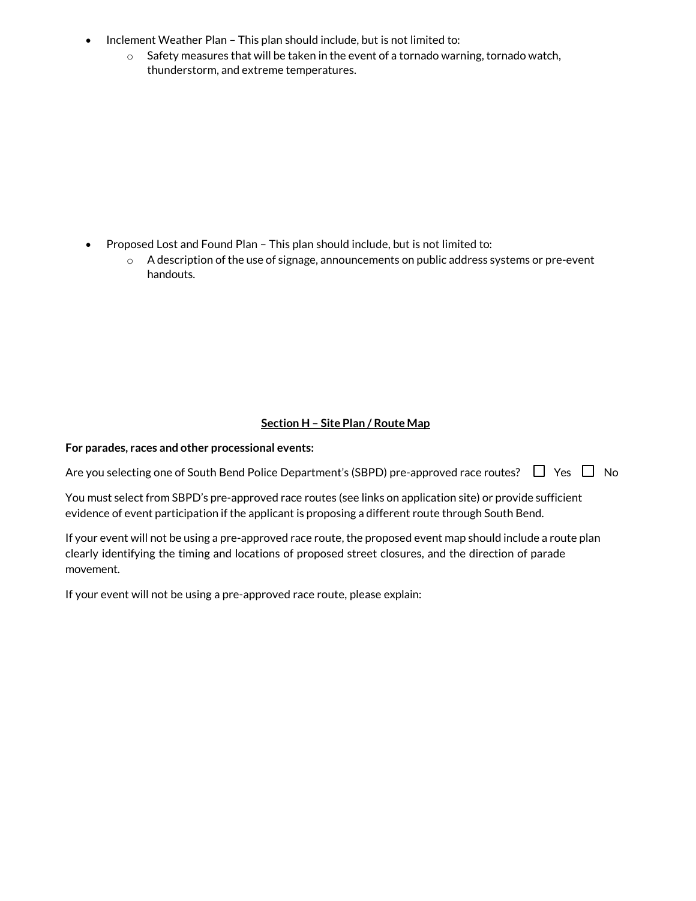- Inclement Weather Plan – This plan should include, but is not limited to:
    - Safety measures that will be taken in the event of a tornado warning, tornado watch, thunderstorm, and extreme temperatures.

- Proposed Lost and Found Plan – This plan should include, but is not limited to:
    - A description of the use of signage, announcements on public address systems or pre-event handouts.

## Section H – Site Plan / Route Map

**For parades, races and other processional events:**

Are you selecting one of South Bend Police Department's (SBPD) pre-approved race routes? ☐ Yes ☐ No

You must select from SBPD's pre-approved race routes (see links on application site) or provide sufficient evidence of event participation if the applicant is proposing a different route through South Bend.

If your event will not be using a pre-approved race route, the proposed event map should include a route plan clearly identifying the timing and locations of proposed street closures, and the direction of parade movement.

If your event will not be using a pre-approved race route, please explain: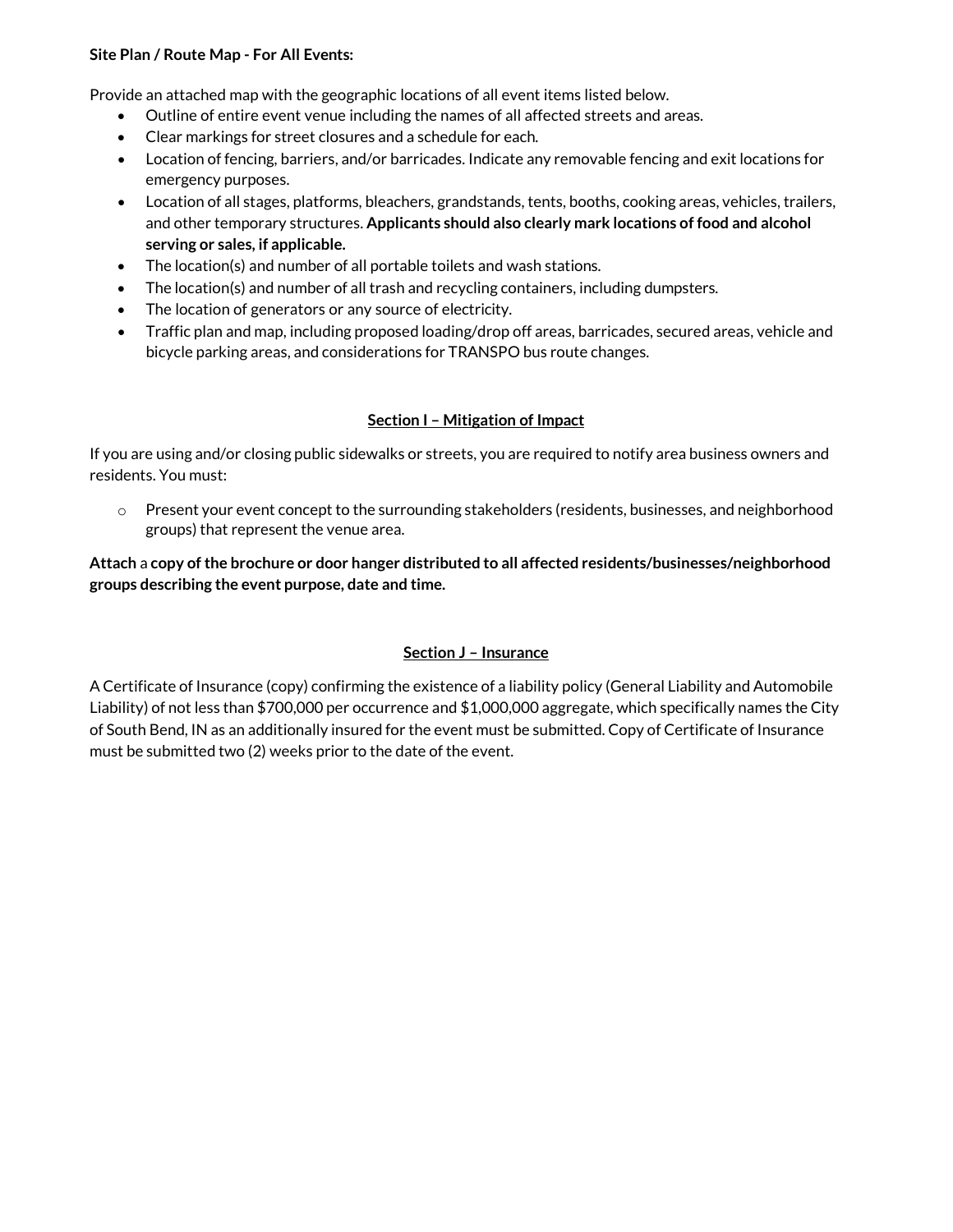**Site Plan / Route Map - For All Events:**

Provide an attached map with the geographic locations of all event items listed below.

- Outline of entire event venue including the names of all affected streets and areas.
- Clear markings for street closures and a schedule for each.
- Location of fencing, barriers, and/or barricades. Indicate any removable fencing and exit locations for emergency purposes.
- Location of all stages, platforms, bleachers, grandstands, tents, booths, cooking areas, vehicles, trailers, and other temporary structures. **Applicants should also clearly mark locations of food and alcohol serving or sales, if applicable.**
- The location(s) and number of all portable toilets and wash stations.
- The location(s) and number of all trash and recycling containers, including dumpsters.
- The location of generators or any source of electricity.
- Traffic plan and map, including proposed loading/drop off areas, barricades, secured areas, vehicle and bicycle parking areas, and considerations for TRANSPO bus route changes.

## Section I – Mitigation of Impact

If you are using and/or closing public sidewalks or streets, you are required to notify area business owners and residents. You must:

- Present your event concept to the surrounding stakeholders (residents, businesses, and neighborhood groups) that represent the venue area.

**Attach** a **copy of the brochure or door hanger distributed to all affected residents/businesses/neighborhood groups describing the event purpose, date and time.**

## Section J – Insurance

A Certificate of Insurance (copy) confirming the existence of a liability policy (General Liability and Automobile Liability) of not less than $700,000 per occurrence and $1,000,000 aggregate, which specifically names the City of South Bend, IN as an additionally insured for the event must be submitted. Copy of Certificate of Insurance must be submitted two (2) weeks prior to the date of the event.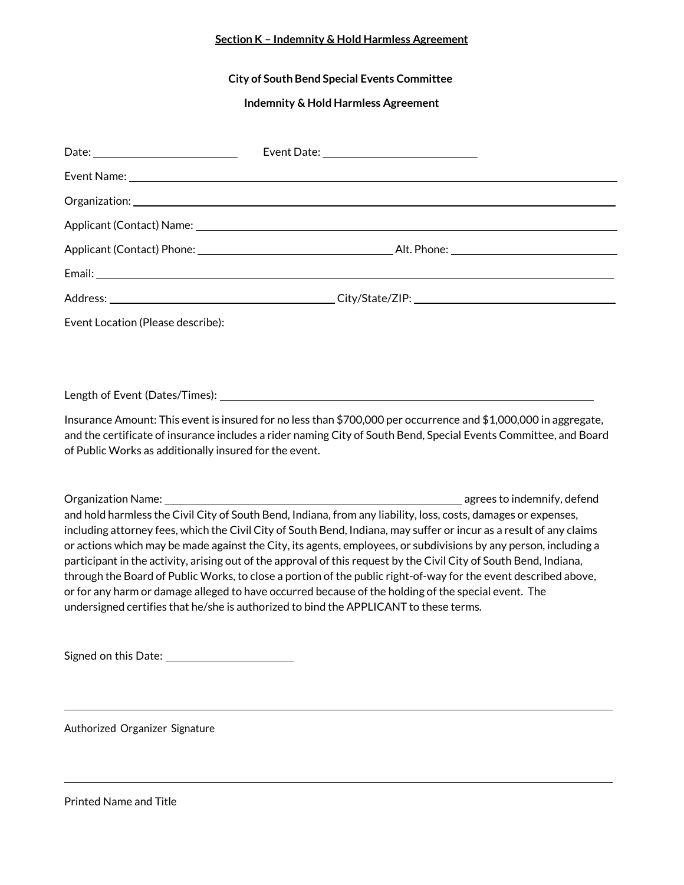## Section K – Indemnity & Hold Harmless Agreement

**City of South Bend Special Events Committee**

**Indemnity & Hold Harmless Agreement**

Date: ______________________ Event Date: ______________________

Event Name: ____________________________________________________________

Organization: ____________________________________________________________

Applicant (Contact) Name: ____________________________________________________________

Applicant (Contact) Phone: ______________________________ Alt. Phone: ______________________________

Email: ____________________________________________________________

Address: ______________________________ City/State/ZIP: ______________________________

Event Location (Please describe):

Length of Event (Dates/Times): ____________________________________________________________

Insurance Amount: This event is insured for no less than $700,000 per occurrence and $1,000,000 in aggregate, and the certificate of insurance includes a rider naming City of South Bend, Special Events Committee, and Board of Public Works as additionally insured for the event.

Organization Name: ______________________________________________ agrees to indemnify, defend and hold harmless the Civil City of South Bend, Indiana, from any liability, loss, costs, damages or expenses, including attorney fees, which the Civil City of South Bend, Indiana, may suffer or incur as a result of any claims or actions which may be made against the City, its agents, employees, or subdivisions by any person, including a participant in the activity, arising out of the approval of this request by the Civil City of South Bend, Indiana, through the Board of Public Works, to close a portion of the public right-of-way for the event described above, or for any harm or damage alleged to have occurred because of the holding of the special event. The undersigned certifies that he/she is authorized to bind the APPLICANT to these terms.

Signed on this Date: ____________________

____________________________________________________________

Authorized Organizer Signature

____________________________________________________________

Printed Name and Title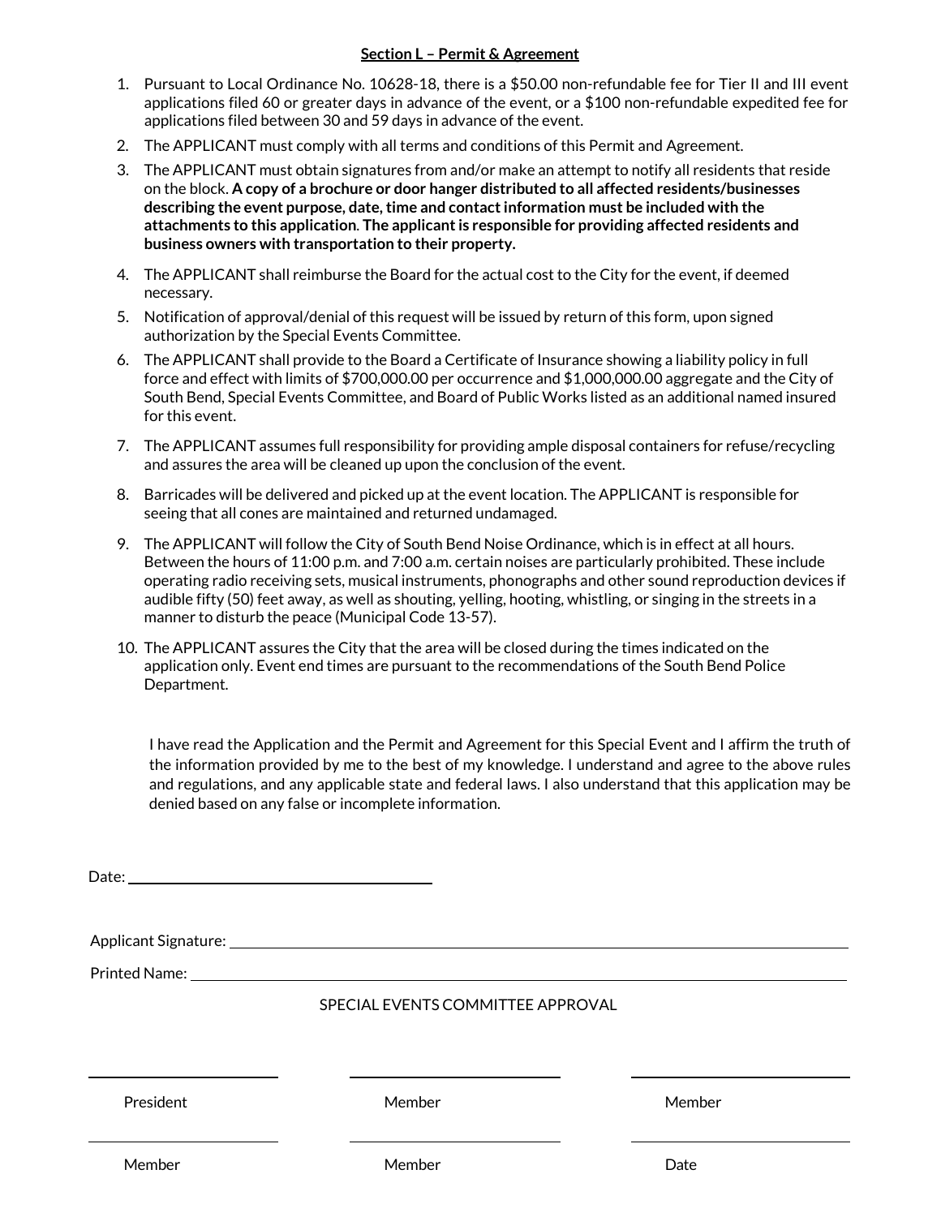## Section L – Permit & Agreement

1. Pursuant to Local Ordinance No. 10628-18, there is a $50.00 non-refundable fee for Tier II and III event applications filed 60 or greater days in advance of the event, or a $100 non-refundable expedited fee for applications filed between 30 and 59 days in advance of the event.
2. The APPLICANT must comply with all terms and conditions of this Permit and Agreement.
3. The APPLICANT must obtain signatures from and/or make an attempt to notify all residents that reside on the block. **A copy of a brochure or door hanger distributed to all affected residents/businesses describing the event purpose, date, time and contact information must be included with the attachments to this application**. **The applicant is responsible for providing affected residents and business owners with transportation to their property.**
4. The APPLICANT shall reimburse the Board for the actual cost to the City for the event, if deemed necessary.
5. Notification of approval/denial of this request will be issued by return of this form, upon signed authorization by the Special Events Committee.
6. The APPLICANT shall provide to the Board a Certificate of Insurance showing a liability policy in full force and effect with limits of $700,000.00 per occurrence and $1,000,000.00 aggregate and the City of South Bend, Special Events Committee, and Board of Public Works listed as an additional named insured for this event.
7. The APPLICANT assumes full responsibility for providing ample disposal containers for refuse/recycling and assures the area will be cleaned up upon the conclusion of the event.
8. Barricades will be delivered and picked up at the event location. The APPLICANT is responsible for seeing that all cones are maintained and returned undamaged.
9. The APPLICANT will follow the City of South Bend Noise Ordinance, which is in effect at all hours. Between the hours of 11:00 p.m. and 7:00 a.m. certain noises are particularly prohibited. These include operating radio receiving sets, musical instruments, phonographs and other sound reproduction devices if audible fifty (50) feet away, as well as shouting, yelling, hooting, whistling, or singing in the streets in a manner to disturb the peace (Municipal Code 13-57).
10. The APPLICANT assures the City that the area will be closed during the times indicated on the application only. Event end times are pursuant to the recommendations of the South Bend Police Department.

I have read the Application and the Permit and Agreement for this Special Event and I affirm the truth of the information provided by me to the best of my knowledge. I understand and agree to the above rules and regulations, and any applicable state and federal laws. I also understand that this application may be denied based on any false or incomplete information.

Date: ____________________

Applicant Signature: ____________________

Printed Name: ____________________

SPECIAL EVENTS COMMITTEE APPROVAL

| | | |
|---|---|---|
| President | Member | Member |
| Member | Member | Date |